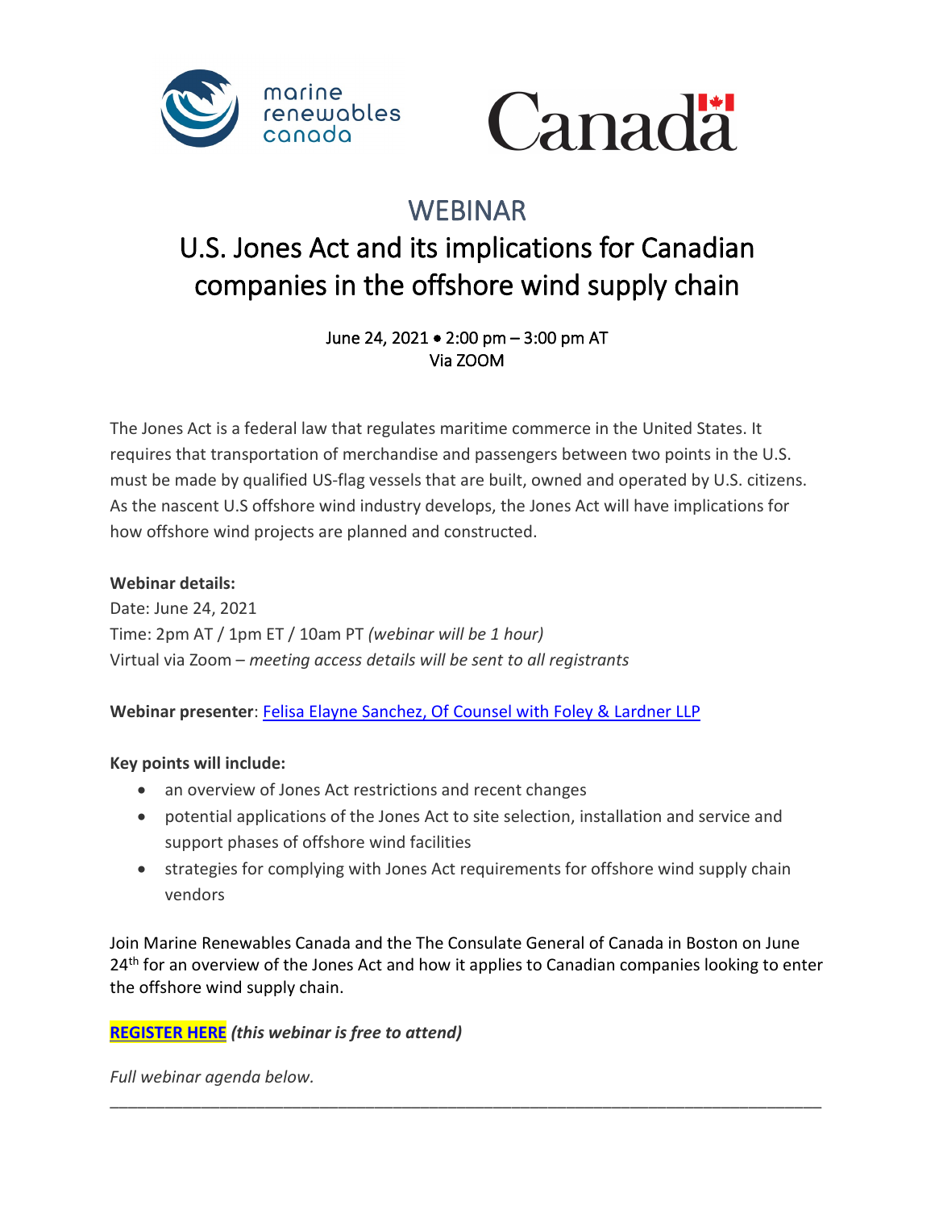marine renewables canada

Canada

# WEBINAR

## U.S. Jones Act and its implications for Canadian companies in the offshore wind supply chain

June 24, 2021 • 2:00 pm – 3:00 pm AT
Via ZOOM

The Jones Act is a federal law that regulates maritime commerce in the United States. It requires that transportation of merchandise and passengers between two points in the U.S. must be made by qualified US-flag vessels that are built, owned and operated by U.S. citizens. As the nascent U.S offshore wind industry develops, the Jones Act will have implications for how offshore wind projects are planned and constructed.

**Webinar details:**
Date: June 24, 2021
Time: 2pm AT / 1pm ET / 10am PT *(webinar will be 1 hour)*
Virtual via Zoom – *meeting access details will be sent to all registrants*

**Webinar presenter**: Felisa Elayne Sanchez, Of Counsel with Foley & Lardner LLP

**Key points will include:**

- an overview of Jones Act restrictions and recent changes
- potential applications of the Jones Act to site selection, installation and service and support phases of offshore wind facilities
- strategies for complying with Jones Act requirements for offshore wind supply chain vendors

Join Marine Renewables Canada and the The Consulate General of Canada in Boston on June 24th for an overview of the Jones Act and how it applies to Canadian companies looking to enter the offshore wind supply chain.

**REGISTER HERE** ***(this webinar is free to attend)***

*Full webinar agenda below.*

---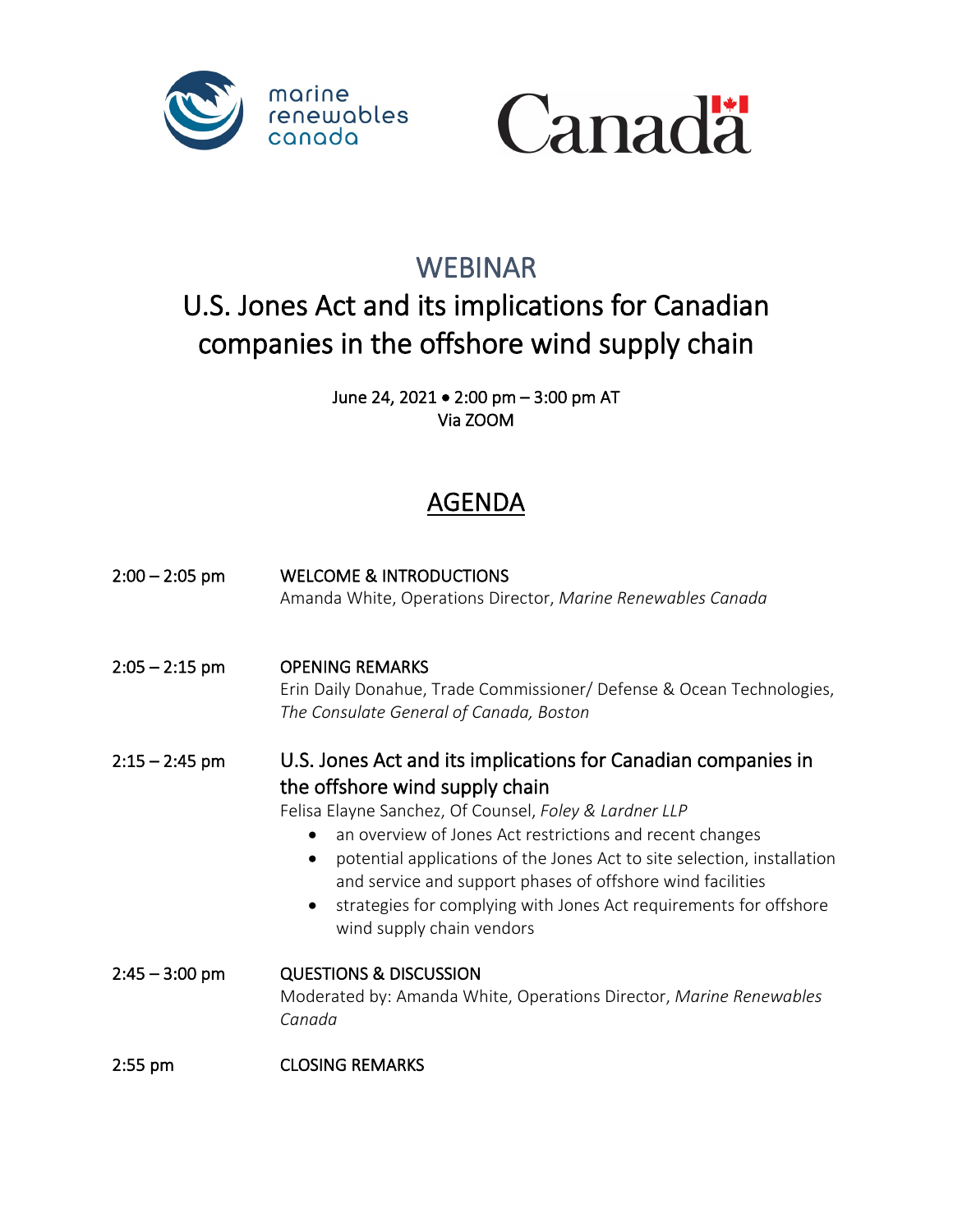marine renewables canada

Canada

## WEBINAR

# U.S. Jones Act and its implications for Canadian companies in the offshore wind supply chain

June 24, 2021 • 2:00 pm – 3:00 pm AT
Via ZOOM

## AGENDA

**2:00 – 2:05 pm** WELCOME & INTRODUCTIONS
Amanda White, Operations Director, *Marine Renewables Canada*

**2:05 – 2:15 pm** OPENING REMARKS
Erin Daily Donahue, Trade Commissioner/ Defense & Ocean Technologies, *The Consulate General of Canada, Boston*

**2:15 – 2:45 pm** U.S. Jones Act and its implications for Canadian companies in the offshore wind supply chain
Felisa Elayne Sanchez, Of Counsel, *Foley & Lardner LLP*

- an overview of Jones Act restrictions and recent changes
- potential applications of the Jones Act to site selection, installation and service and support phases of offshore wind facilities
- strategies for complying with Jones Act requirements for offshore wind supply chain vendors

**2:45 – 3:00 pm** QUESTIONS & DISCUSSION
Moderated by: Amanda White, Operations Director, *Marine Renewables Canada*

**2:55 pm** CLOSING REMARKS